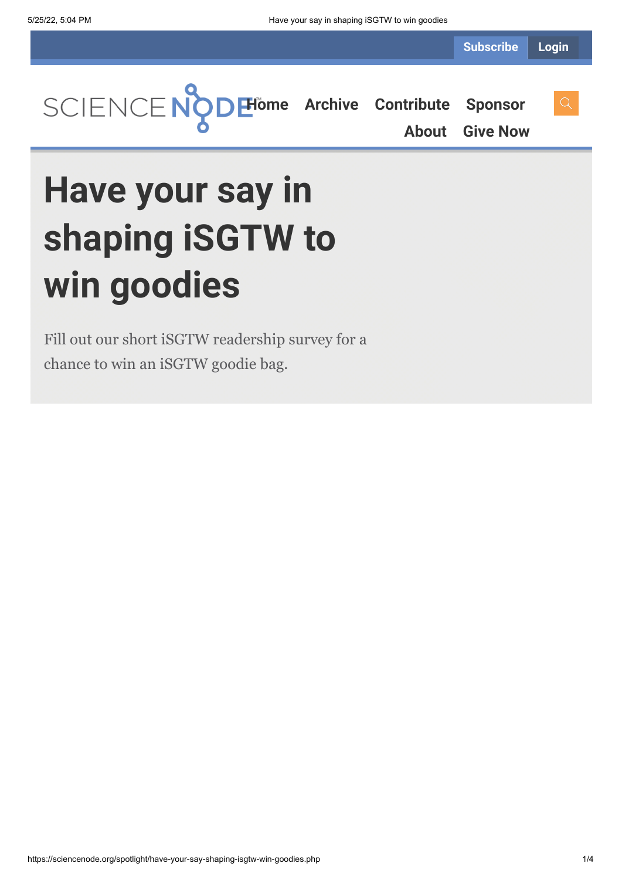Subscribe Login

SCIENCE NODE™ Home Archive Contribute Sponsor About Give Now

# Have your say in shaping iSGTW to win goodies

Fill out our short iSGTW readership survey for a chance to win an iSGTW goodie bag.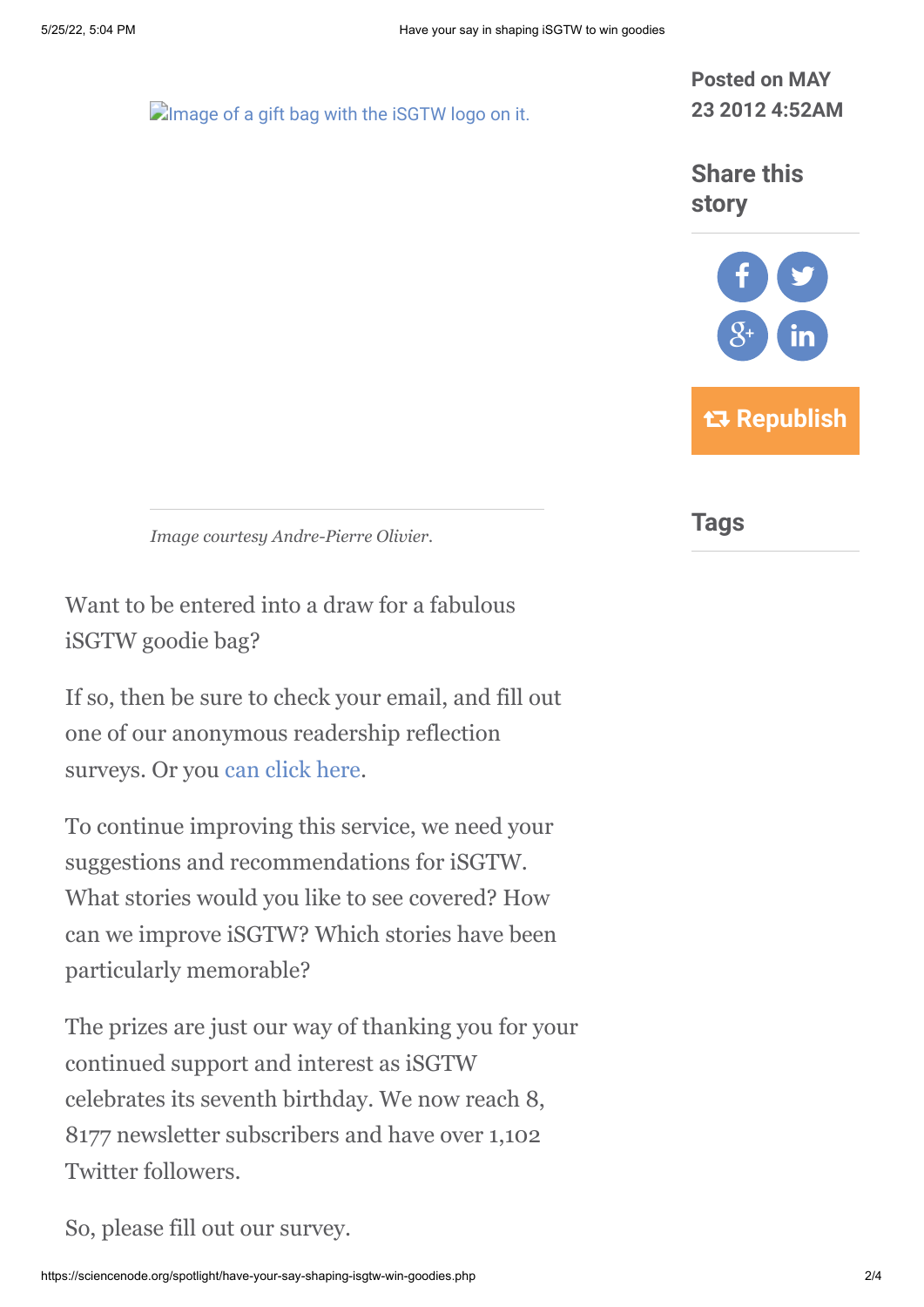[Image of a gift bag with the iSGTW logo on it.]

*Image courtesy Andre-Pierre Olivier.*

Want to be entered into a draw for a fabulous iSGTW goodie bag?

If so, then be sure to check your email, and fill out one of our anonymous readership reflection surveys. Or you can click here.

To continue improving this service, we need your suggestions and recommendations for iSGTW. What stories would you like to see covered? How can we improve iSGTW? Which stories have been particularly memorable?

The prizes are just our way of thanking you for your continued support and interest as iSGTW celebrates its seventh birthday. We now reach 8, 8177 newsletter subscribers and have over 1,102 Twitter followers.

So, please fill out our survey.

**Posted on MAY 23 2012 4:52AM**

## Share this story

**Republish**

## Tags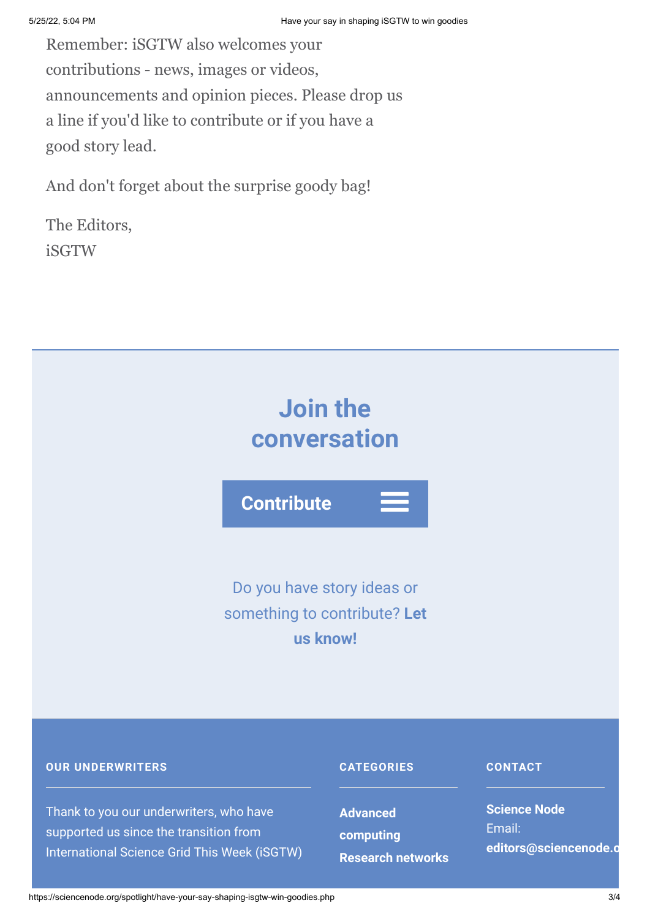Remember: iSGTW also welcomes your contributions - news, images or videos, announcements and opinion pieces. Please drop us a line if you'd like to contribute or if you have a good story lead.

And don't forget about the surprise goody bag!

The Editors,
iSGTW

## Join the conversation

**Contribute**

Do you have story ideas or something to contribute? **Let us know!**

**OUR UNDERWRITERS**

Thank to you our underwriters, who have supported us since the transition from International Science Grid This Week (iSGTW)

**CATEGORIES**

**Advanced computing**
**Research networks**

**CONTACT**

**Science Node**
Email:
**editors@sciencenode.o**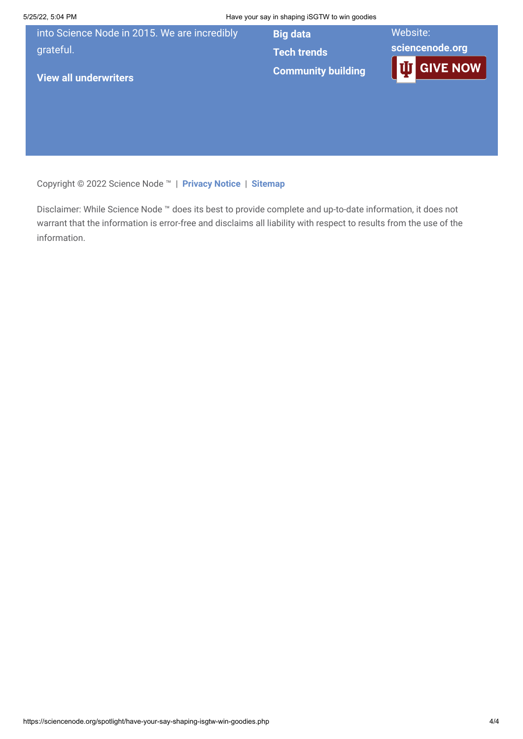into Science Node in 2015. We are incredibly grateful.

**View all underwriters**

**Big data**

**Tech trends**

**Community building**

Website:

**sciencenode.org**

GIVE NOW

Copyright © 2022 Science Node ™ | **Privacy Notice** | **Sitemap**

Disclaimer: While Science Node ™ does its best to provide complete and up-to-date information, it does not warrant that the information is error-free and disclaims all liability with respect to results from the use of the information.